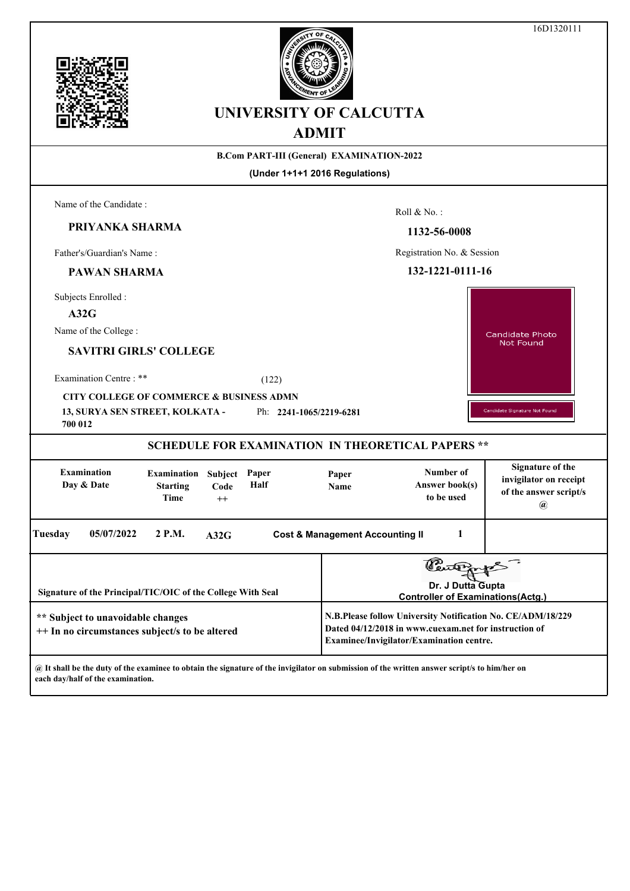16D1320111

# UNIVERSITY OF CALCUTTA

## ADMIT

**B.Com PART-III (General) EXAMINATION-2022**

**(Under 1+1+1 2016 Regulations)**

Name of the Candidate :

**PRIYANKA SHARMA**

Roll & No. :

**1132-56-0008**

Father's/Guardian's Name :

**PAWAN SHARMA**

Registration No. & Session

**132-1221-0111-16**

Subjects Enrolled :

**A32G**

Name of the College :

**SAVITRI GIRLS' COLLEGE**

Candidate Photo Not Found

Candidate Signature Not Found

Examination Centre : ** (122)

**CITY COLLEGE OF COMMERCE & BUSINESS ADMN**

**13, SURYA SEN STREET, KOLKATA - 700 012** Ph: **2241-1065/2219-6281**

### SCHEDULE FOR EXAMINATION IN THEORETICAL PAPERS **

| Examination Day & Date | | Examination Starting Time | Subject Code ++ | Paper Half | Paper Name | Number of Answer book(s) to be used | Signature of the invigilator on receipt of the answer script/s @ |
|---|---|---|---|---|---|---|---|
| Tuesday | 05/07/2022 | 2 P.M. | A32G | | Cost & Management Accounting II | 1 | |

Signature of the Principal/TIC/OIC of the College With Seal

Dr. J Dutta Gupta
Controller of Examinations(Actg.)

** Subject to unavoidable changes
++ In no circumstances subject/s to be altered

N.B.Please follow University Notification No. CE/ADM/18/229 Dated 04/12/2018 in www.cuexam.net for instruction of Examinee/Invigilator/Examination centre.

@ It shall be the duty of the examinee to obtain the signature of the invigilator on submission of the written answer script/s to him/her on each day/half of the examination.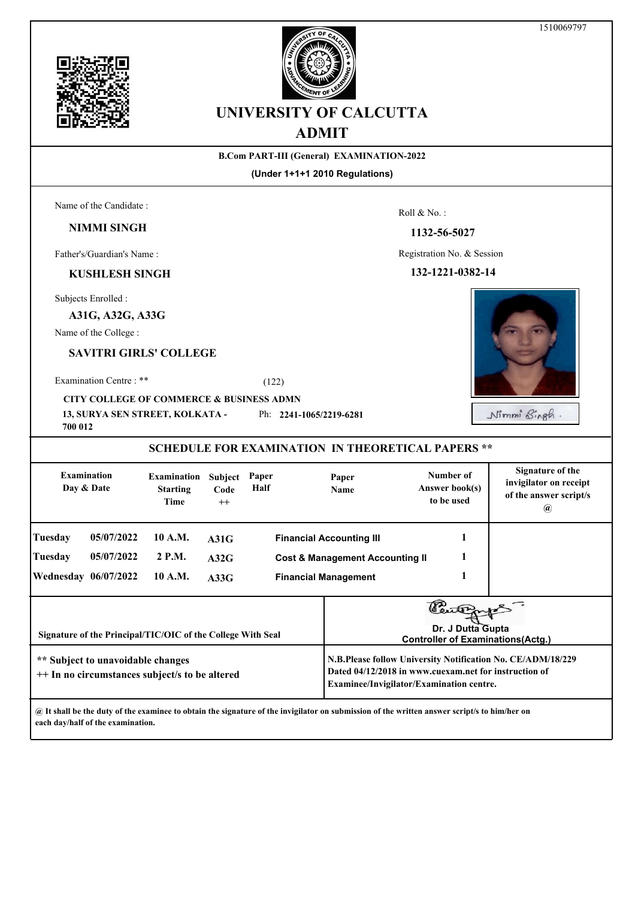1510069797

# UNIVERSITY OF CALCUTTA

## ADMIT

**B.Com PART-III (General) EXAMINATION-2022**

**(Under 1+1+1 2010 Regulations)**

Name of the Candidate :

**NIMMI SINGH**

Roll & No. :

**1132-56-5027**

Father's/Guardian's Name :

**KUSHLESH SINGH**

Registration No. & Session

**132-1221-0382-14**

Subjects Enrolled :

**A31G, A32G, A33G**

Name of the College :

**SAVITRI GIRLS' COLLEGE**

Examination Centre : ** (122)

**CITY COLLEGE OF COMMERCE & BUSINESS ADMN**

**13, SURYA SEN STREET, KOLKATA - 700 012** Ph: **2241-1065/2219-6281**

### SCHEDULE FOR EXAMINATION IN THEORETICAL PAPERS **

| Examination Day & Date | | Examination Starting Time | Subject Code ++ | Paper Half | Paper Name | Number of Answer book(s) to be used | Signature of the invigilator on receipt of the answer script/s @ |
|---|---|---|---|---|---|---|---|
| Tuesday | 05/07/2022 | 10 A.M. | A31G | | Financial Accounting III | 1 | |
| Tuesday | 05/07/2022 | 2 P.M. | A32G | | Cost & Management Accounting II | 1 | |
| Wednesday | 06/07/2022 | 10 A.M. | A33G | | Financial Management | 1 | |

Signature of the Principal/TIC/OIC of the College With Seal

Dr. J Dutta Gupta
Controller of Examinations(Actg.)

** Subject to unavoidable changes
++ In no circumstances subject/s to be altered

N.B.Please follow University Notification No. CE/ADM/18/229 Dated 04/12/2018 in www.cuexam.net for instruction of Examinee/Invigilator/Examination centre.

@ It shall be the duty of the examinee to obtain the signature of the invigilator on submission of the written answer script/s to him/her on each day/half of the examination.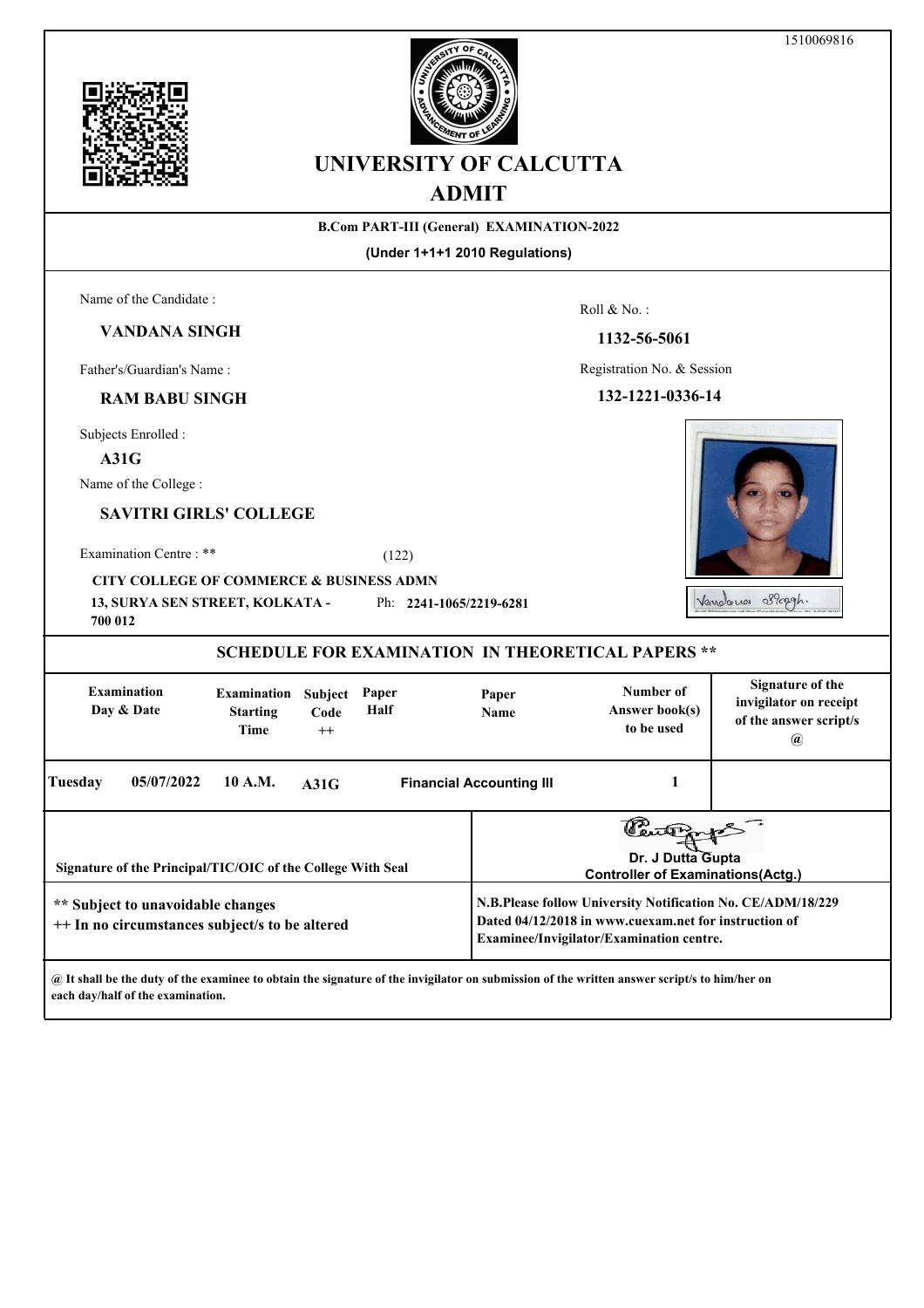1510069816

# UNIVERSITY OF CALCUTTA

## ADMIT

**B.Com PART-III (General) EXAMINATION-2022**

**(Under 1+1+1 2010 Regulations)**

Name of the Candidate :

**VANDANA SINGH**

Roll & No. :

**1132-56-5061**

Father's/Guardian's Name :

**RAM BABU SINGH**

Registration No. & Session

**132-1221-0336-14**

Subjects Enrolled :

**A31G**

Name of the College :

**SAVITRI GIRLS' COLLEGE**

Examination Centre : ** (122)

**CITY COLLEGE OF COMMERCE & BUSINESS ADMN**
**13, SURYA SEN STREET, KOLKATA - 700 012** Ph: **2241-1065/2219-6281**

### SCHEDULE FOR EXAMINATION IN THEORETICAL PAPERS **

| Examination Day & Date | | Examination Starting Time | Subject Code ++ | Paper Half | Paper Name | Number of Answer book(s) to be used | Signature of the invigilator on receipt of the answer script/s @ |
|---|---|---|---|---|---|---|---|
| Tuesday | 05/07/2022 | 10 A.M. | A31G | | Financial Accounting III | 1 | |

Signature of the Principal/TIC/OIC of the College With Seal

Dr. J Dutta Gupta
Controller of Examinations(Actg.)

** Subject to unavoidable changes
++ In no circumstances subject/s to be altered

N.B.Please follow University Notification No. CE/ADM/18/229 Dated 04/12/2018 in www.cuexam.net for instruction of Examinee/Invigilator/Examination centre.

@ It shall be the duty of the examinee to obtain the signature of the invigilator on submission of the written answer script/s to him/her on each day/half of the examination.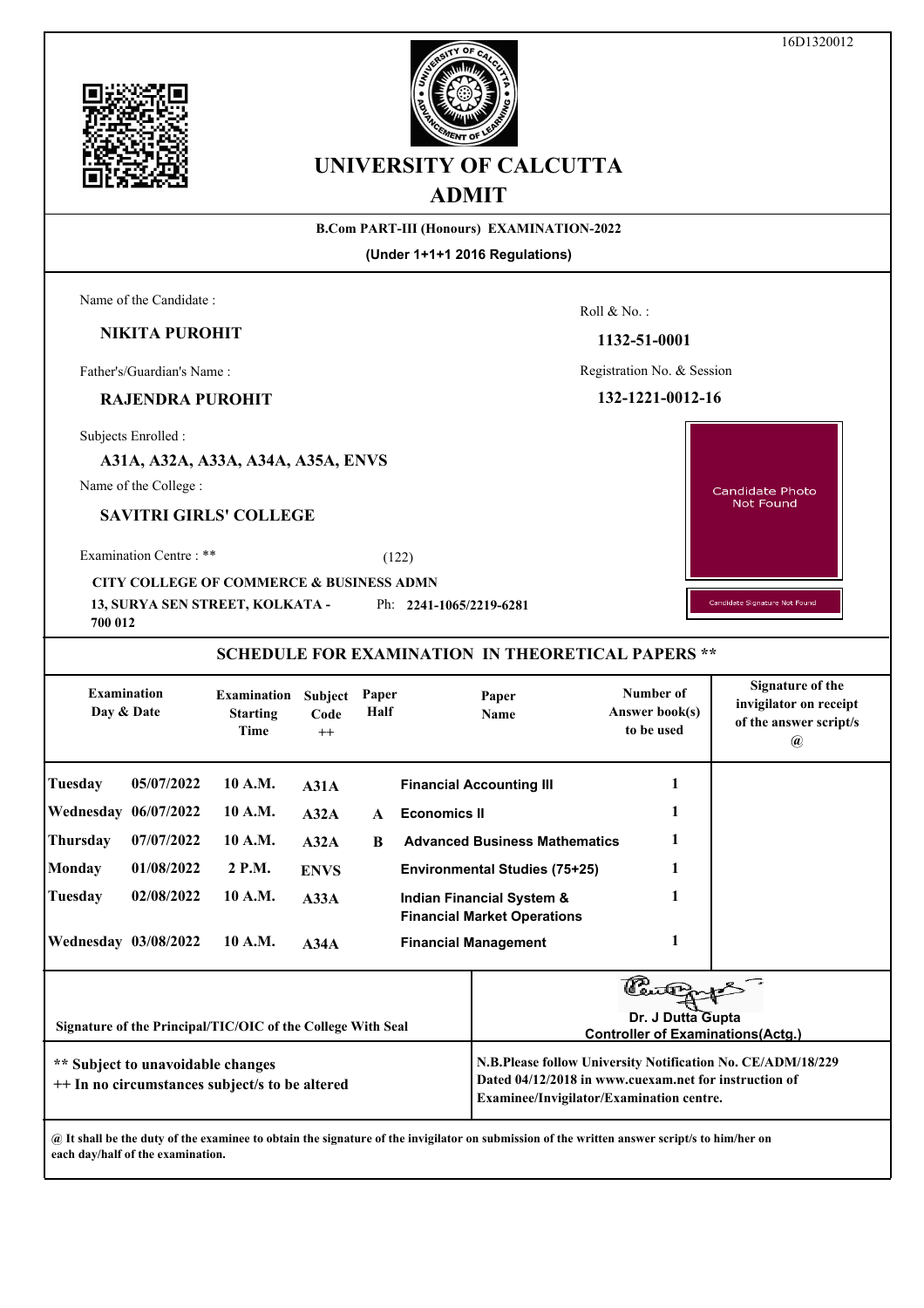16D1320012

# UNIVERSITY OF CALCUTTA

## ADMIT

**B.Com PART-III (Honours) EXAMINATION-2022**

**(Under 1+1+1 2016 Regulations)**

Name of the Candidate :

**NIKITA PUROHIT**

Roll & No. :

**1132-51-0001**

Father's/Guardian's Name :

**RAJENDRA PUROHIT**

Registration No. & Session

**132-1221-0012-16**

Subjects Enrolled :

**A31A, A32A, A33A, A34A, A35A, ENVS**

Name of the College :

**SAVITRI GIRLS' COLLEGE**

Candidate Photo Not Found

Examination Centre : ** (122)

**CITY COLLEGE OF COMMERCE & BUSINESS ADMN**

**13, SURYA SEN STREET, KOLKATA - 700 012** Ph: **2241-1065/2219-6281**

Candidate Signature Not Found

### SCHEDULE FOR EXAMINATION IN THEORETICAL PAPERS **

| Examination Day & Date | | Examination Starting Time | Subject Code ++ | Paper Half | Paper Name | Number of Answer book(s) to be used | Signature of the invigilator on receipt of the answer script/s @ |
|---|---|---|---|---|---|---|---|
| Tuesday | 05/07/2022 | 10 A.M. | A31A | | Financial Accounting III | 1 | |
| Wednesday | 06/07/2022 | 10 A.M. | A32A | A | Economics II | 1 | |
| Thursday | 07/07/2022 | 10 A.M. | A32A | B | Advanced Business Mathematics | 1 | |
| Monday | 01/08/2022 | 2 P.M. | ENVS | | Environmental Studies (75+25) | 1 | |
| Tuesday | 02/08/2022 | 10 A.M. | A33A | | Indian Financial System & Financial Market Operations | 1 | |
| Wednesday | 03/08/2022 | 10 A.M. | A34A | | Financial Management | 1 | |

**Signature of the Principal/TIC/OIC of the College With Seal**

**Dr. J Dutta Gupta**
**Controller of Examinations(Actg.)**

**** Subject to unavoidable changes**
**++ In no circumstances subject/s to be altered**

**N.B.Please follow University Notification No. CE/ADM/18/229 Dated 04/12/2018 in www.cuexam.net for instruction of Examinee/Invigilator/Examination centre.**

**@ It shall be the duty of the examinee to obtain the signature of the invigilator on submission of the written answer script/s to him/her on each day/half of the examination.**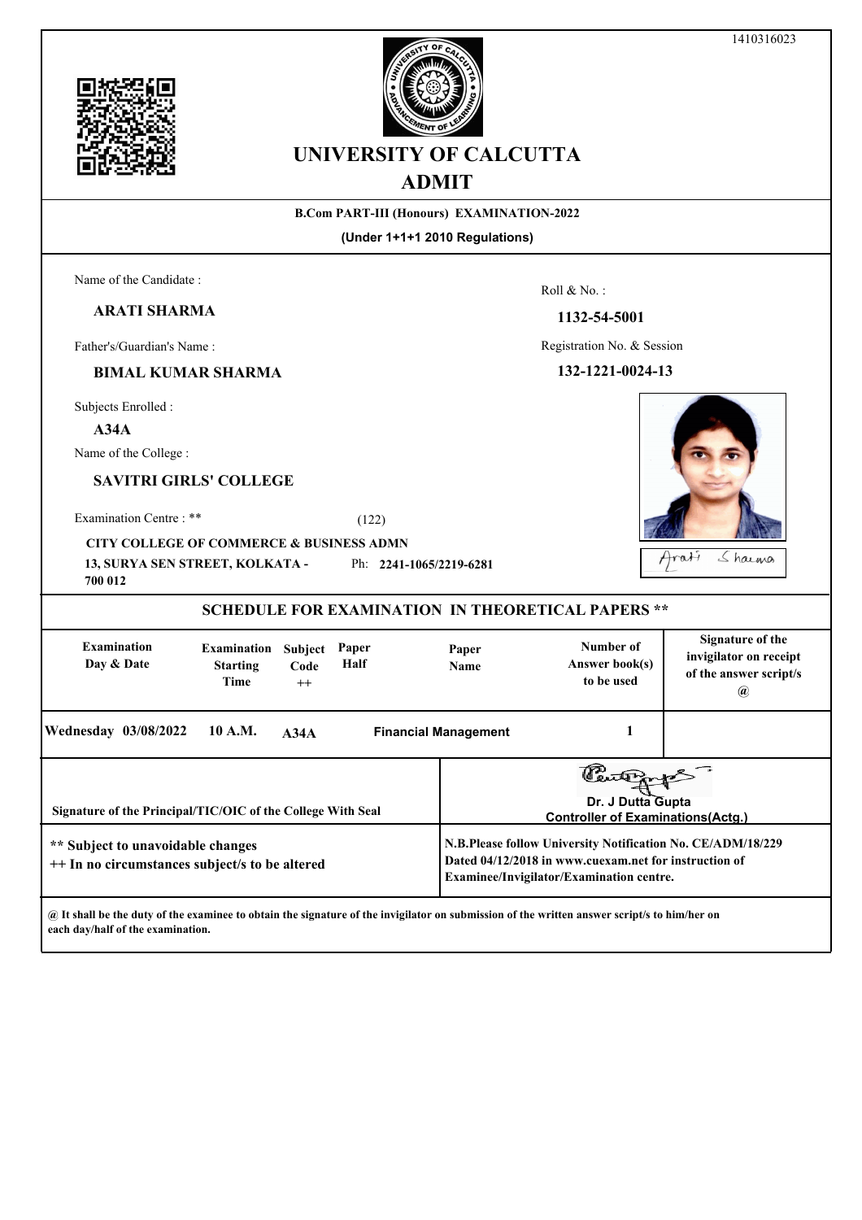1410316023

# UNIVERSITY OF CALCUTTA

## ADMIT

**B.Com PART-III (Honours) EXAMINATION-2022**

**(Under 1+1+1 2010 Regulations)**

Name of the Candidate :

**ARATI SHARMA**

Roll & No. :

**1132-54-5001**

Father's/Guardian's Name :

**BIMAL KUMAR SHARMA**

Registration No. & Session

**132-1221-0024-13**

Subjects Enrolled :

**A34A**

Name of the College :

**SAVITRI GIRLS' COLLEGE**

Examination Centre : ** (122)

**CITY COLLEGE OF COMMERCE & BUSINESS ADMN**
**13, SURYA SEN STREET, KOLKATA - 700 012** Ph: **2241-1065/2219-6281**

Arati Sharma

### SCHEDULE FOR EXAMINATION IN THEORETICAL PAPERS **

| Examination Day & Date | Examination Starting Time | Subject Code ++ | Paper Half | Paper Name | Number of Answer book(s) to be used | Signature of the invigilator on receipt of the answer script/s @ |
|---|---|---|---|---|---|---|
| Wednesday 03/08/2022 | 10 A.M. | A34A | | Financial Management | 1 | |

Signature of the Principal/TIC/OIC of the College With Seal

Dr. J Dutta Gupta
Controller of Examinations(Actg.)

** Subject to unavoidable changes
++ In no circumstances subject/s to be altered

N.B.Please follow University Notification No. CE/ADM/18/229 Dated 04/12/2018 in www.cuexam.net for instruction of Examinee/Invigilator/Examination centre.

@ It shall be the duty of the examinee to obtain the signature of the invigilator on submission of the written answer script/s to him/her on each day/half of the examination.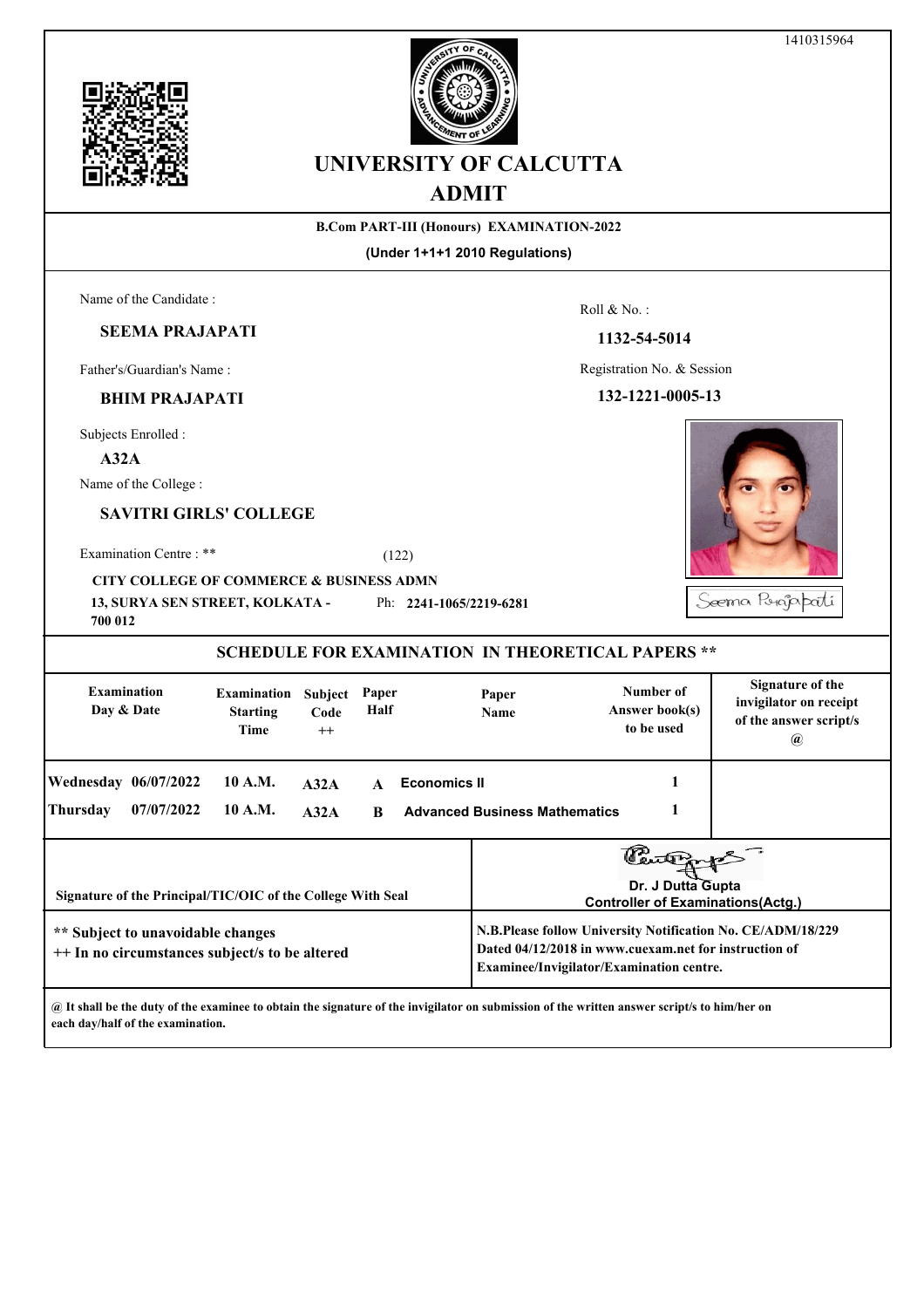1410315964

# UNIVERSITY OF CALCUTTA

## ADMIT

**B.Com PART-III (Honours) EXAMINATION-2022**

**(Under 1+1+1 2010 Regulations)**

Name of the Candidate :

**SEEMA PRAJAPATI**

Roll & No. :

**1132-54-5014**

Father's/Guardian's Name :

**BHIM PRAJAPATI**

Registration No. & Session

**132-1221-0005-13**

Subjects Enrolled :

**A32A**

Name of the College :

**SAVITRI GIRLS' COLLEGE**

Examination Centre : ** (122)

**CITY COLLEGE OF COMMERCE & BUSINESS ADMN**

**13, SURYA SEN STREET, KOLKATA - 700 012** Ph: **2241-1065/2219-6281**

Seema Prajapati

### SCHEDULE FOR EXAMINATION IN THEORETICAL PAPERS **

| Examination Day & Date | Examination Starting Time | Subject Code ++ | Paper Half | Paper Name | Number of Answer book(s) to be used | Signature of the invigilator on receipt of the answer script/s @ |
|---|---|---|---|---|---|---|
| Wednesday 06/07/2022 | 10 A.M. | A32A | A | Economics II | 1 | |
| Thursday 07/07/2022 | 10 A.M. | A32A | B | Advanced Business Mathematics | 1 | |

Signature of the Principal/TIC/OIC of the College With Seal

Dr. J Dutta Gupta
Controller of Examinations(Actg.)

** Subject to unavoidable changes
++ In no circumstances subject/s to be altered

N.B.Please follow University Notification No. CE/ADM/18/229 Dated 04/12/2018 in www.cuexam.net for instruction of Examinee/Invigilator/Examination centre.

@ It shall be the duty of the examinee to obtain the signature of the invigilator on submission of the written answer script/s to him/her on each day/half of the examination.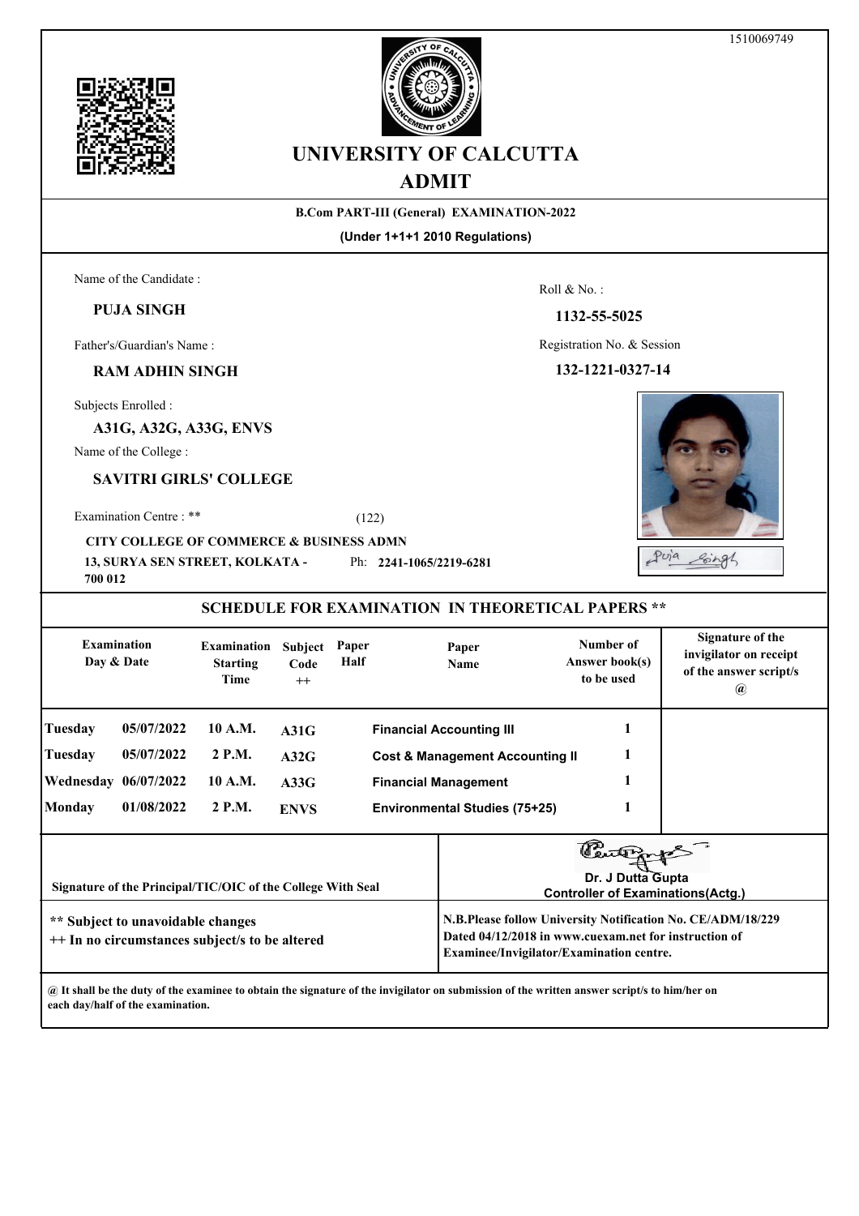1510069749

# UNIVERSITY OF CALCUTTA

## ADMIT

**B.Com PART-III (General) EXAMINATION-2022**

**(Under 1+1+1 2010 Regulations)**

Name of the Candidate :

**PUJA SINGH**

Roll & No. :

**1132-55-5025**

Father's/Guardian's Name :

**RAM ADHIN SINGH**

Registration No. & Session

**132-1221-0327-14**

Subjects Enrolled :

**A31G, A32G, A33G, ENVS**

Name of the College :

**SAVITRI GIRLS' COLLEGE**

Examination Centre : ** (122)

**CITY COLLEGE OF COMMERCE & BUSINESS ADMN**
**13, SURYA SEN STREET, KOLKATA - 700 012** Ph: **2241-1065/2219-6281**

### SCHEDULE FOR EXAMINATION IN THEORETICAL PAPERS **

| Examination Day | Date | Examination Starting Time | Subject Code ++ | Paper Half | Paper Name | Number of Answer book(s) to be used | Signature of the invigilator on receipt of the answer script/s @ |
|---|---|---|---|---|---|---|---|
| Tuesday | 05/07/2022 | 10 A.M. | A31G | | Financial Accounting III | 1 | |
| Tuesday | 05/07/2022 | 2 P.M. | A32G | | Cost & Management Accounting II | 1 | |
| Wednesday | 06/07/2022 | 10 A.M. | A33G | | Financial Management | 1 | |
| Monday | 01/08/2022 | 2 P.M. | ENVS | | Environmental Studies (75+25) | 1 | |

Signature of the Principal/TIC/OIC of the College With Seal

Dr. J Dutta Gupta
Controller of Examinations(Actg.)

** Subject to unavoidable changes
++ In no circumstances subject/s to be altered

N.B.Please follow University Notification No. CE/ADM/18/229 Dated 04/12/2018 in www.cuexam.net for instruction of Examinee/Invigilator/Examination centre.

@ It shall be the duty of the examinee to obtain the signature of the invigilator on submission of the written answer script/s to him/her on each day/half of the examination.